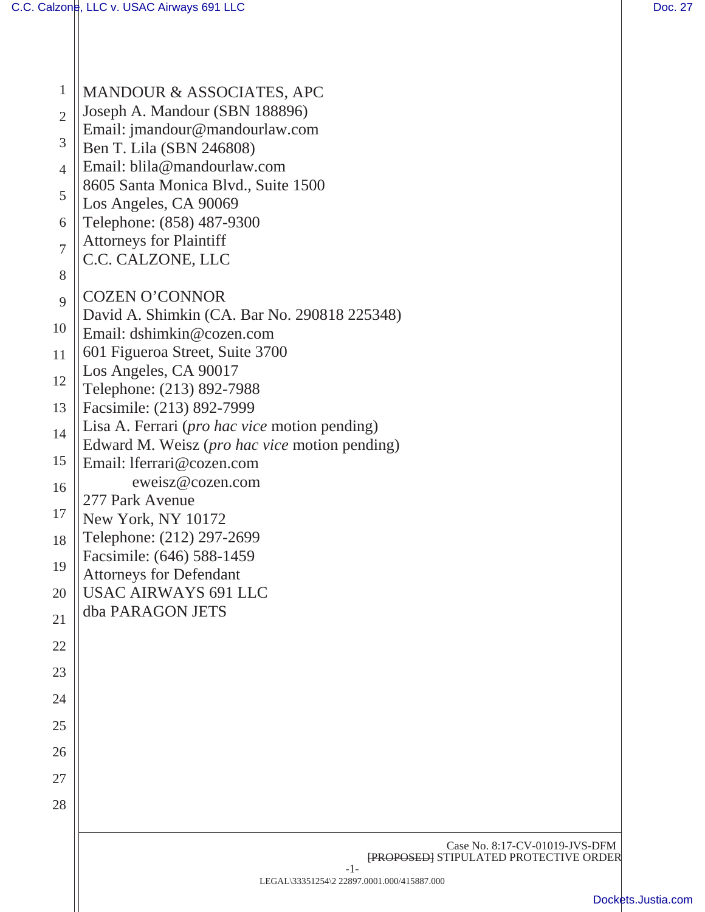MANDOUR & ASSOCIATES, APC
Joseph A. Mandour (SBN 188896)
Email: jmandour@mandourlaw.com
Ben T. Lila (SBN 246808)
Email: blila@mandourlaw.com
8605 Santa Monica Blvd., Suite 1500
Los Angeles, CA 90069
Telephone: (858) 487-9300
Attorneys for Plaintiff
C.C. CALZONE, LLC

COZEN O'CONNOR
David A. Shimkin (CA. Bar No. 290818 225348)
Email: dshimkin@cozen.com
601 Figueroa Street, Suite 3700
Los Angeles, CA 90017
Telephone: (213) 892-7988
Facsimile: (213) 892-7999
Lisa A. Ferrari (*pro hac vice* motion pending)
Edward M. Weisz (*pro hac vice* motion pending)
Email: lferrari@cozen.com
eweisz@cozen.com
277 Park Avenue
New York, NY 10172
Telephone: (212) 297-2699
Facsimile: (646) 588-1459
Attorneys for Defendant
USAC AIRWAYS 691 LLC
dba PARAGON JETS

Case No. 8:17-CV-01019-JVS-DFM
~~[PROPOSED]~~ STIPULATED PROTECTIVE ORDER

LEGAL\33351254\2 22897.0001.000/415887.000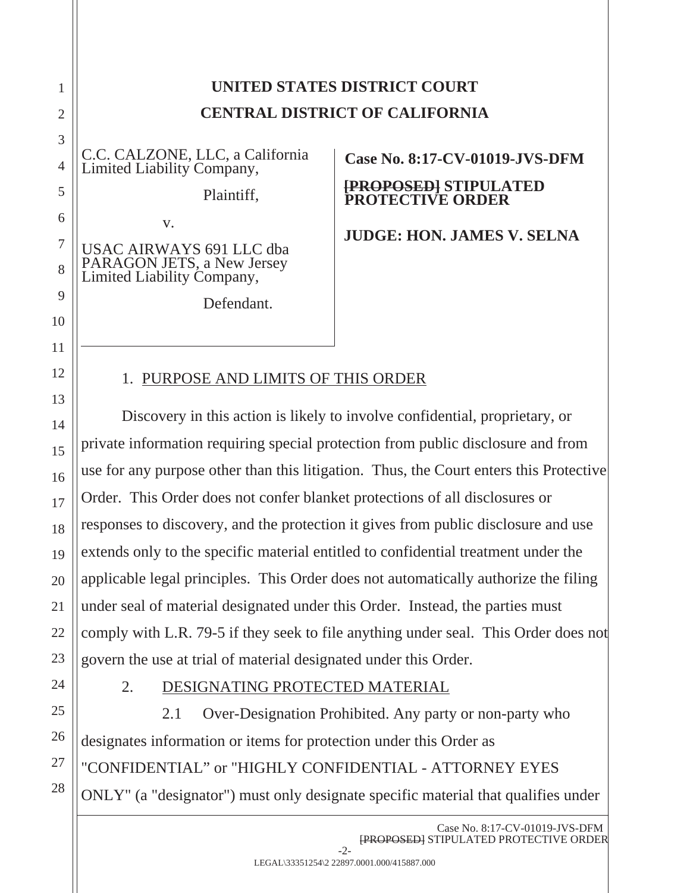# UNITED STATES DISTRICT COURT

# CENTRAL DISTRICT OF CALIFORNIA

C.C. CALZONE, LLC, a California Limited Liability Company,

Plaintiff,

v.

USAC AIRWAYS 691 LLC dba PARAGON JETS, a New Jersey Limited Liability Company,

Defendant.

**Case No. 8:17-CV-01019-JVS-DFM**

**~~[PROPOSED]~~ STIPULATED PROTECTIVE ORDER**

**JUDGE: HON. JAMES V. SELNA**

1. PURPOSE AND LIMITS OF THIS ORDER

Discovery in this action is likely to involve confidential, proprietary, or private information requiring special protection from public disclosure and from use for any purpose other than this litigation. Thus, the Court enters this Protective Order. This Order does not confer blanket protections of all disclosures or responses to discovery, and the protection it gives from public disclosure and use extends only to the specific material entitled to confidential treatment under the applicable legal principles. This Order does not automatically authorize the filing under seal of material designated under this Order. Instead, the parties must comply with L.R. 79-5 if they seek to file anything under seal. This Order does not govern the use at trial of material designated under this Order.

2. DESIGNATING PROTECTED MATERIAL

2.1 Over-Designation Prohibited. Any party or non-party who designates information or items for protection under this Order as "CONFIDENTIAL" or "HIGHLY CONFIDENTIAL - ATTORNEY EYES ONLY" (a "designator") must only designate specific material that qualifies under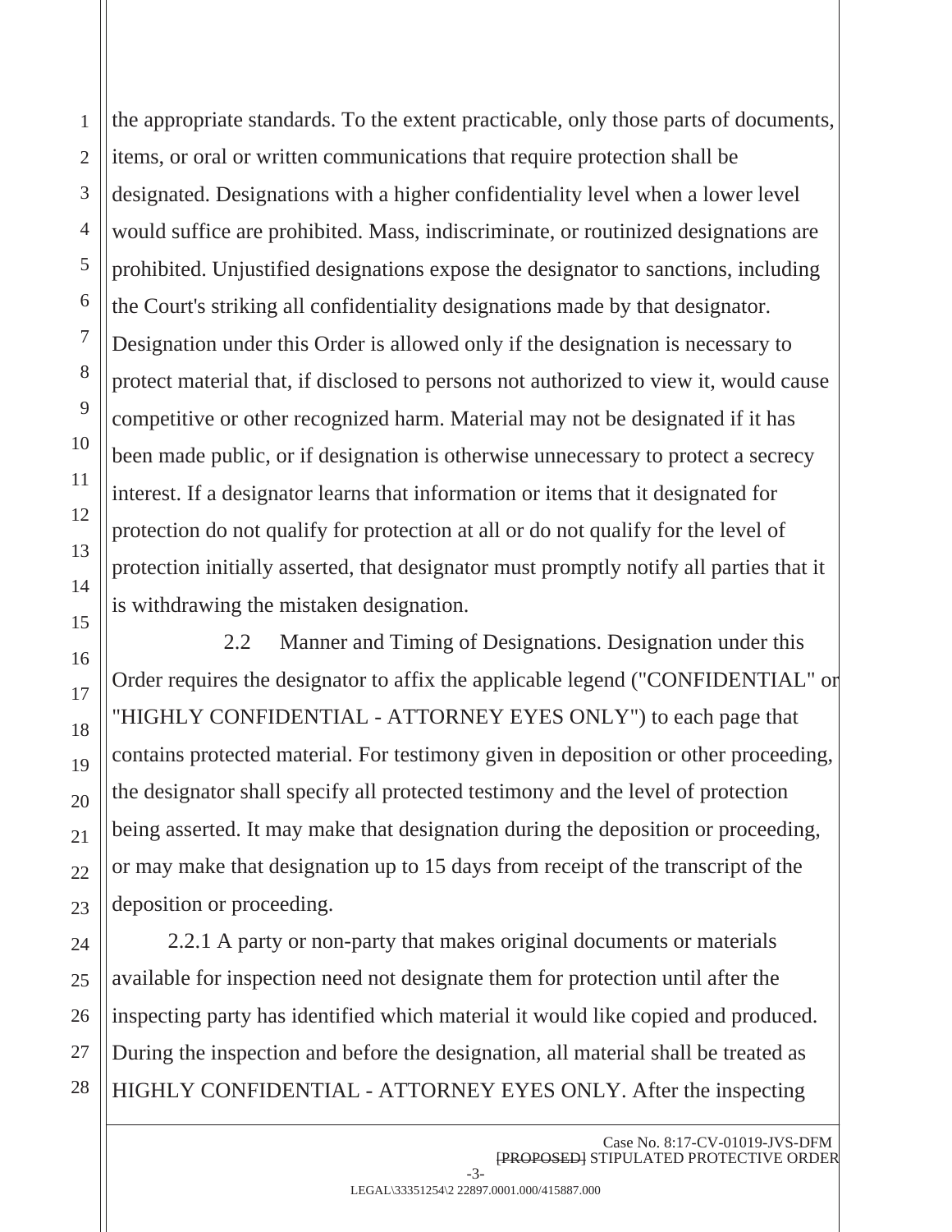the appropriate standards. To the extent practicable, only those parts of documents, items, or oral or written communications that require protection shall be designated. Designations with a higher confidentiality level when a lower level would suffice are prohibited. Mass, indiscriminate, or routinized designations are prohibited. Unjustified designations expose the designator to sanctions, including the Court's striking all confidentiality designations made by that designator. Designation under this Order is allowed only if the designation is necessary to protect material that, if disclosed to persons not authorized to view it, would cause competitive or other recognized harm. Material may not be designated if it has been made public, or if designation is otherwise unnecessary to protect a secrecy interest. If a designator learns that information or items that it designated for protection do not qualify for protection at all or do not qualify for the level of protection initially asserted, that designator must promptly notify all parties that it is withdrawing the mistaken designation.

2.2 Manner and Timing of Designations. Designation under this Order requires the designator to affix the applicable legend ("CONFIDENTIAL" or "HIGHLY CONFIDENTIAL - ATTORNEY EYES ONLY") to each page that contains protected material. For testimony given in deposition or other proceeding, the designator shall specify all protected testimony and the level of protection being asserted. It may make that designation during the deposition or proceeding, or may make that designation up to 15 days from receipt of the transcript of the deposition or proceeding.

2.2.1 A party or non-party that makes original documents or materials available for inspection need not designate them for protection until after the inspecting party has identified which material it would like copied and produced. During the inspection and before the designation, all material shall be treated as HIGHLY CONFIDENTIAL - ATTORNEY EYES ONLY. After the inspecting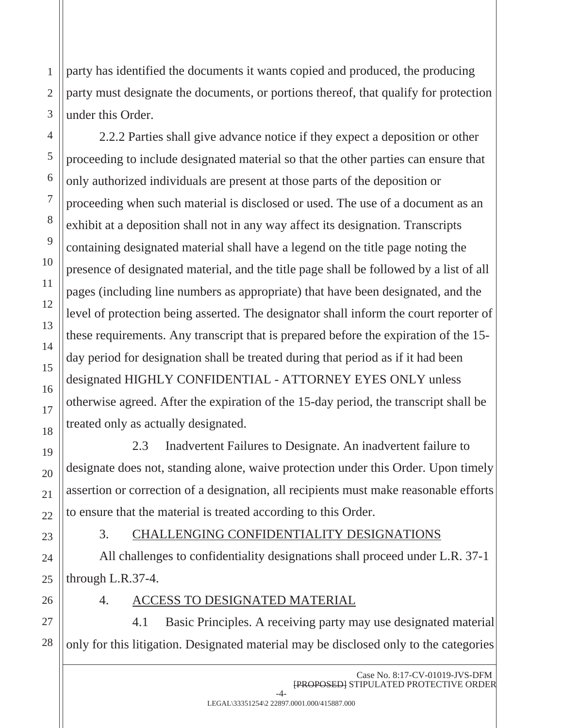party has identified the documents it wants copied and produced, the producing party must designate the documents, or portions thereof, that qualify for protection under this Order.

2.2.2 Parties shall give advance notice if they expect a deposition or other proceeding to include designated material so that the other parties can ensure that only authorized individuals are present at those parts of the deposition or proceeding when such material is disclosed or used. The use of a document as an exhibit at a deposition shall not in any way affect its designation. Transcripts containing designated material shall have a legend on the title page noting the presence of designated material, and the title page shall be followed by a list of all pages (including line numbers as appropriate) that have been designated, and the level of protection being asserted. The designator shall inform the court reporter of these requirements. Any transcript that is prepared before the expiration of the 15-day period for designation shall be treated during that period as if it had been designated HIGHLY CONFIDENTIAL - ATTORNEY EYES ONLY unless otherwise agreed. After the expiration of the 15-day period, the transcript shall be treated only as actually designated.

2.3 Inadvertent Failures to Designate. An inadvertent failure to designate does not, standing alone, waive protection under this Order. Upon timely assertion or correction of a designation, all recipients must make reasonable efforts to ensure that the material is treated according to this Order.

3. CHALLENGING CONFIDENTIALITY DESIGNATIONS

All challenges to confidentiality designations shall proceed under L.R. 37-1 through L.R.37-4.

4. ACCESS TO DESIGNATED MATERIAL

4.1 Basic Principles. A receiving party may use designated material only for this litigation. Designated material may be disclosed only to the categories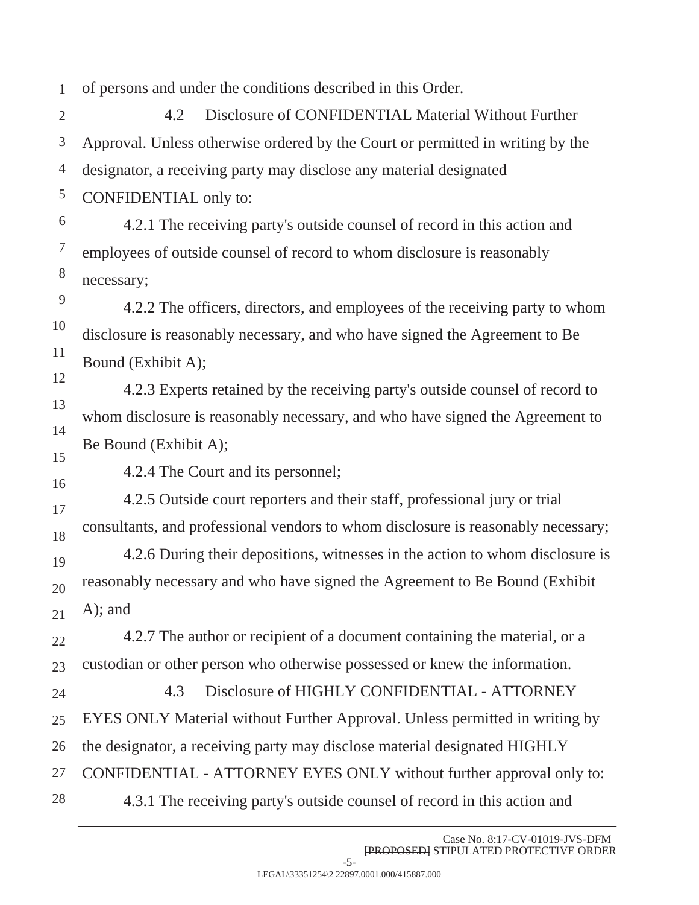of persons and under the conditions described in this Order.

4.2 Disclosure of CONFIDENTIAL Material Without Further Approval. Unless otherwise ordered by the Court or permitted in writing by the designator, a receiving party may disclose any material designated CONFIDENTIAL only to:

4.2.1 The receiving party's outside counsel of record in this action and employees of outside counsel of record to whom disclosure is reasonably necessary;

4.2.2 The officers, directors, and employees of the receiving party to whom disclosure is reasonably necessary, and who have signed the Agreement to Be Bound (Exhibit A);

4.2.3 Experts retained by the receiving party's outside counsel of record to whom disclosure is reasonably necessary, and who have signed the Agreement to Be Bound (Exhibit A);

4.2.4 The Court and its personnel;

4.2.5 Outside court reporters and their staff, professional jury or trial consultants, and professional vendors to whom disclosure is reasonably necessary;

4.2.6 During their depositions, witnesses in the action to whom disclosure is reasonably necessary and who have signed the Agreement to Be Bound (Exhibit A); and

4.2.7 The author or recipient of a document containing the material, or a custodian or other person who otherwise possessed or knew the information.

4.3 Disclosure of HIGHLY CONFIDENTIAL - ATTORNEY EYES ONLY Material without Further Approval. Unless permitted in writing by the designator, a receiving party may disclose material designated HIGHLY CONFIDENTIAL - ATTORNEY EYES ONLY without further approval only to:

4.3.1 The receiving party's outside counsel of record in this action and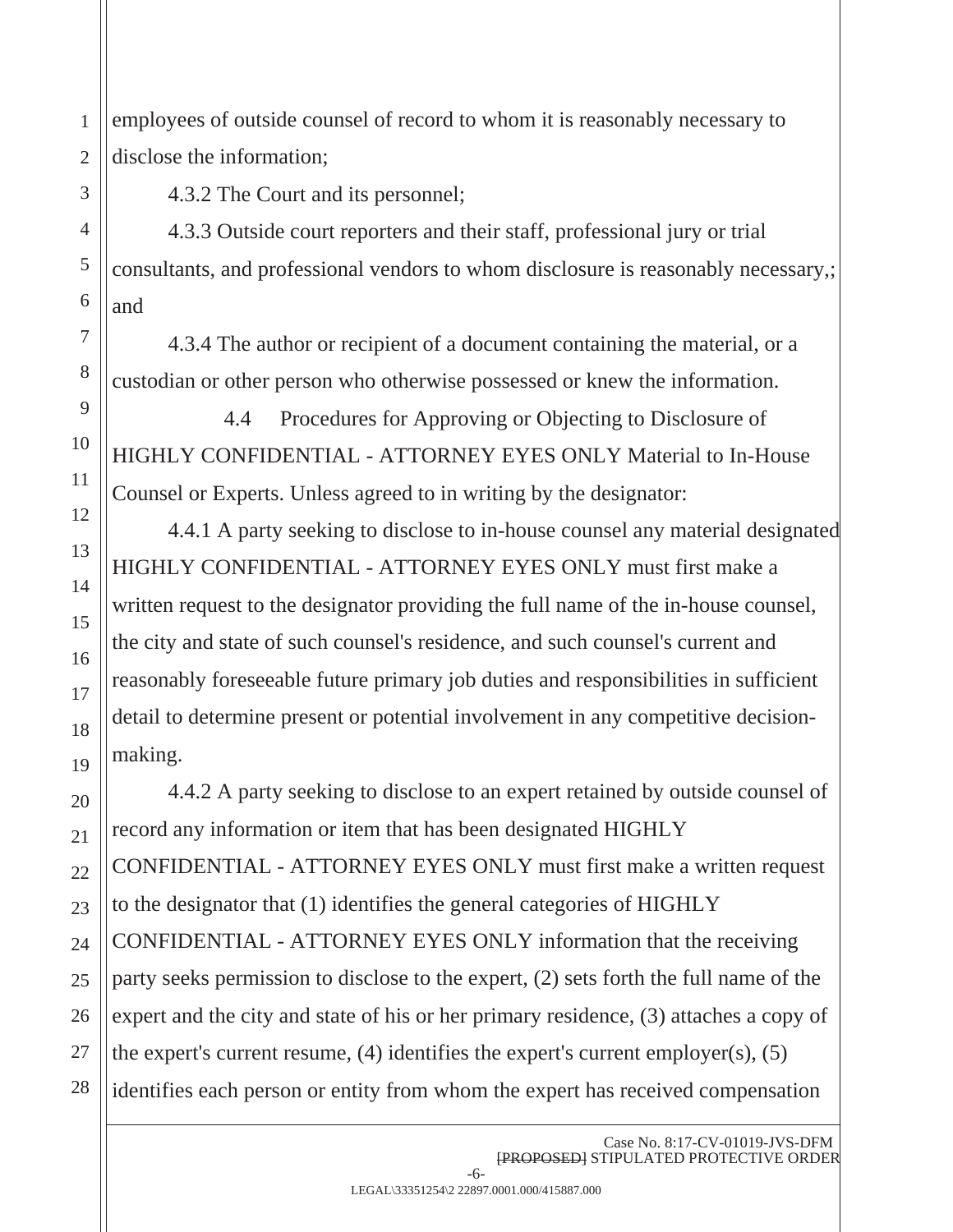employees of outside counsel of record to whom it is reasonably necessary to disclose the information;

4.3.2 The Court and its personnel;

4.3.3 Outside court reporters and their staff, professional jury or trial consultants, and professional vendors to whom disclosure is reasonably necessary,; and

4.3.4 The author or recipient of a document containing the material, or a custodian or other person who otherwise possessed or knew the information.

4.4 Procedures for Approving or Objecting to Disclosure of HIGHLY CONFIDENTIAL - ATTORNEY EYES ONLY Material to In-House Counsel or Experts. Unless agreed to in writing by the designator:

4.4.1 A party seeking to disclose to in-house counsel any material designated HIGHLY CONFIDENTIAL - ATTORNEY EYES ONLY must first make a written request to the designator providing the full name of the in-house counsel, the city and state of such counsel's residence, and such counsel's current and reasonably foreseeable future primary job duties and responsibilities in sufficient detail to determine present or potential involvement in any competitive decision-making.

4.4.2 A party seeking to disclose to an expert retained by outside counsel of record any information or item that has been designated HIGHLY CONFIDENTIAL - ATTORNEY EYES ONLY must first make a written request to the designator that (1) identifies the general categories of HIGHLY CONFIDENTIAL - ATTORNEY EYES ONLY information that the receiving party seeks permission to disclose to the expert, (2) sets forth the full name of the expert and the city and state of his or her primary residence, (3) attaches a copy of the expert's current resume, (4) identifies the expert's current employer(s), (5) identifies each person or entity from whom the expert has received compensation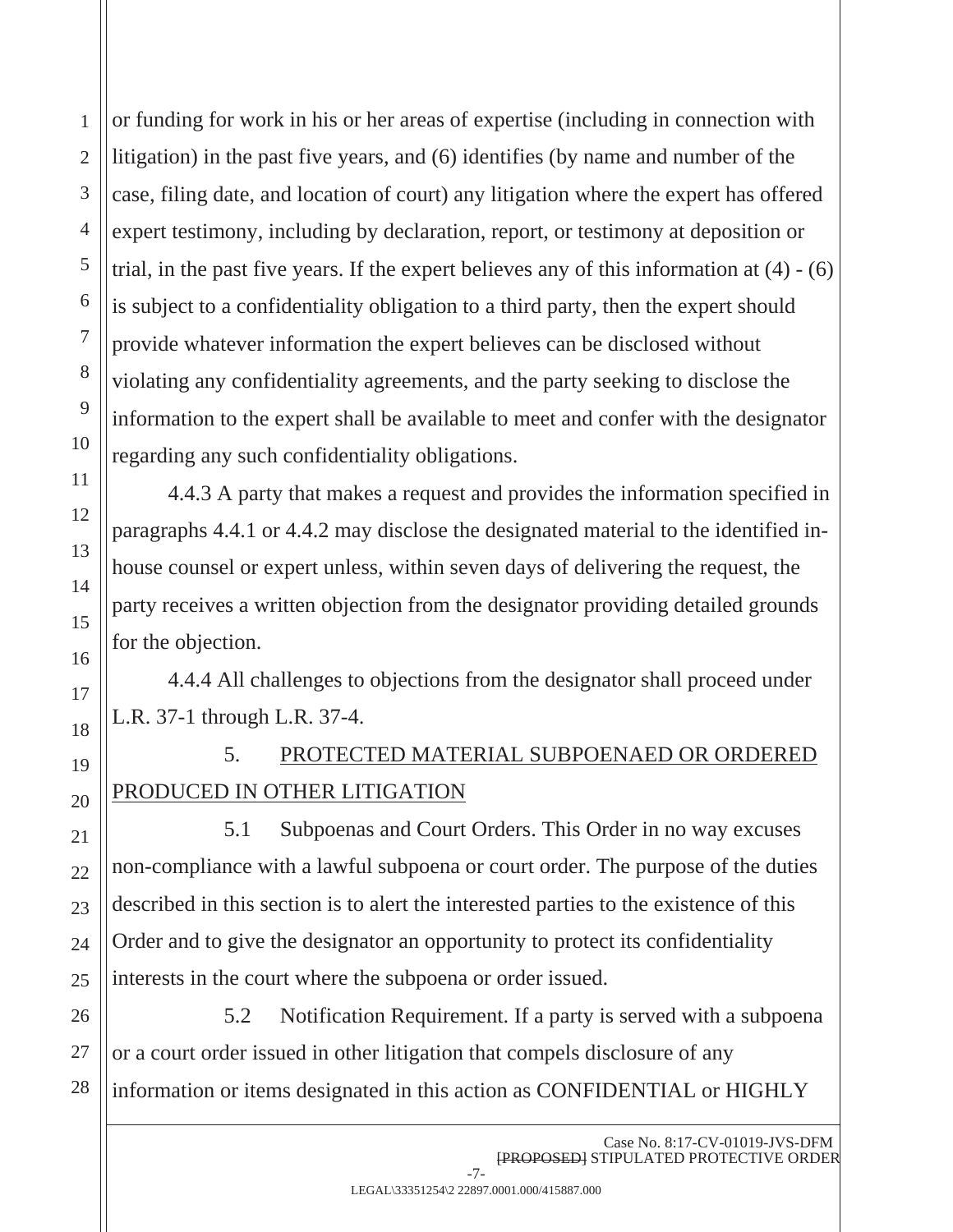or funding for work in his or her areas of expertise (including in connection with litigation) in the past five years, and (6) identifies (by name and number of the case, filing date, and location of court) any litigation where the expert has offered expert testimony, including by declaration, report, or testimony at deposition or trial, in the past five years. If the expert believes any of this information at (4) - (6) is subject to a confidentiality obligation to a third party, then the expert should provide whatever information the expert believes can be disclosed without violating any confidentiality agreements, and the party seeking to disclose the information to the expert shall be available to meet and confer with the designator regarding any such confidentiality obligations.

4.4.3 A party that makes a request and provides the information specified in paragraphs 4.4.1 or 4.4.2 may disclose the designated material to the identified in-house counsel or expert unless, within seven days of delivering the request, the party receives a written objection from the designator providing detailed grounds for the objection.

4.4.4 All challenges to objections from the designator shall proceed under L.R. 37-1 through L.R. 37-4.

5. PROTECTED MATERIAL SUBPOENAED OR ORDERED PRODUCED IN OTHER LITIGATION

5.1 Subpoenas and Court Orders. This Order in no way excuses non-compliance with a lawful subpoena or court order. The purpose of the duties described in this section is to alert the interested parties to the existence of this Order and to give the designator an opportunity to protect its confidentiality interests in the court where the subpoena or order issued.

5.2 Notification Requirement. If a party is served with a subpoena or a court order issued in other litigation that compels disclosure of any information or items designated in this action as CONFIDENTIAL or HIGHLY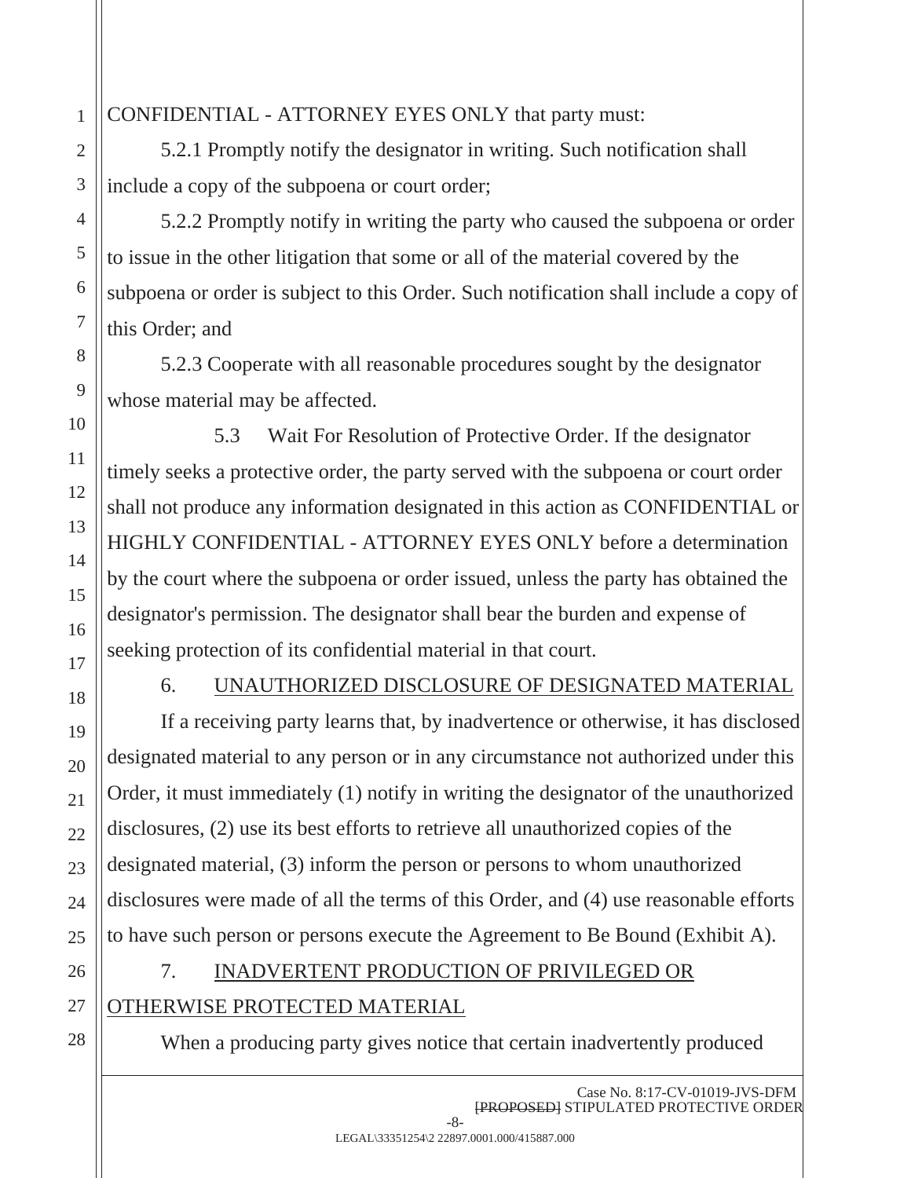CONFIDENTIAL - ATTORNEY EYES ONLY that party must:

5.2.1 Promptly notify the designator in writing. Such notification shall include a copy of the subpoena or court order;

5.2.2 Promptly notify in writing the party who caused the subpoena or order to issue in the other litigation that some or all of the material covered by the subpoena or order is subject to this Order. Such notification shall include a copy of this Order; and

5.2.3 Cooperate with all reasonable procedures sought by the designator whose material may be affected.

5.3 Wait For Resolution of Protective Order. If the designator timely seeks a protective order, the party served with the subpoena or court order shall not produce any information designated in this action as CONFIDENTIAL or HIGHLY CONFIDENTIAL - ATTORNEY EYES ONLY before a determination by the court where the subpoena or order issued, unless the party has obtained the designator's permission. The designator shall bear the burden and expense of seeking protection of its confidential material in that court.

6. UNAUTHORIZED DISCLOSURE OF DESIGNATED MATERIAL

If a receiving party learns that, by inadvertence or otherwise, it has disclosed designated material to any person or in any circumstance not authorized under this Order, it must immediately (1) notify in writing the designator of the unauthorized disclosures, (2) use its best efforts to retrieve all unauthorized copies of the designated material, (3) inform the person or persons to whom unauthorized disclosures were made of all the terms of this Order, and (4) use reasonable efforts to have such person or persons execute the Agreement to Be Bound (Exhibit A).

7. INADVERTENT PRODUCTION OF PRIVILEGED OR OTHERWISE PROTECTED MATERIAL

When a producing party gives notice that certain inadvertently produced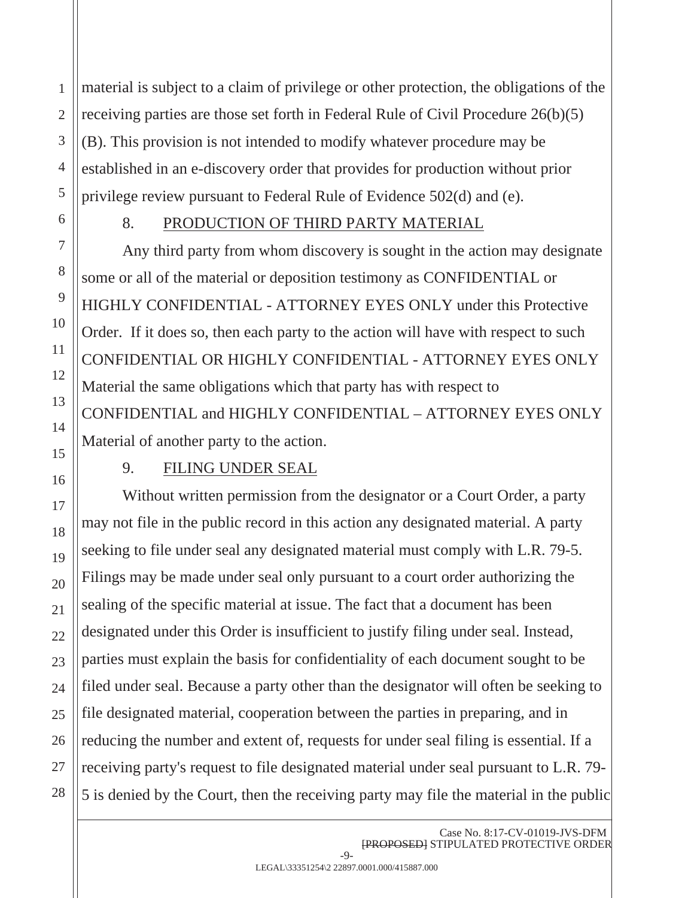material is subject to a claim of privilege or other protection, the obligations of the receiving parties are those set forth in Federal Rule of Civil Procedure 26(b)(5)(B). This provision is not intended to modify whatever procedure may be established in an e-discovery order that provides for production without prior privilege review pursuant to Federal Rule of Evidence 502(d) and (e).

8. PRODUCTION OF THIRD PARTY MATERIAL

Any third party from whom discovery is sought in the action may designate some or all of the material or deposition testimony as CONFIDENTIAL or HIGHLY CONFIDENTIAL - ATTORNEY EYES ONLY under this Protective Order. If it does so, then each party to the action will have with respect to such CONFIDENTIAL OR HIGHLY CONFIDENTIAL - ATTORNEY EYES ONLY Material the same obligations which that party has with respect to CONFIDENTIAL and HIGHLY CONFIDENTIAL – ATTORNEY EYES ONLY Material of another party to the action.

9. FILING UNDER SEAL

Without written permission from the designator or a Court Order, a party may not file in the public record in this action any designated material. A party seeking to file under seal any designated material must comply with L.R. 79-5. Filings may be made under seal only pursuant to a court order authorizing the sealing of the specific material at issue. The fact that a document has been designated under this Order is insufficient to justify filing under seal. Instead, parties must explain the basis for confidentiality of each document sought to be filed under seal. Because a party other than the designator will often be seeking to file designated material, cooperation between the parties in preparing, and in reducing the number and extent of, requests for under seal filing is essential. If a receiving party's request to file designated material under seal pursuant to L.R. 79-5 is denied by the Court, then the receiving party may file the material in the public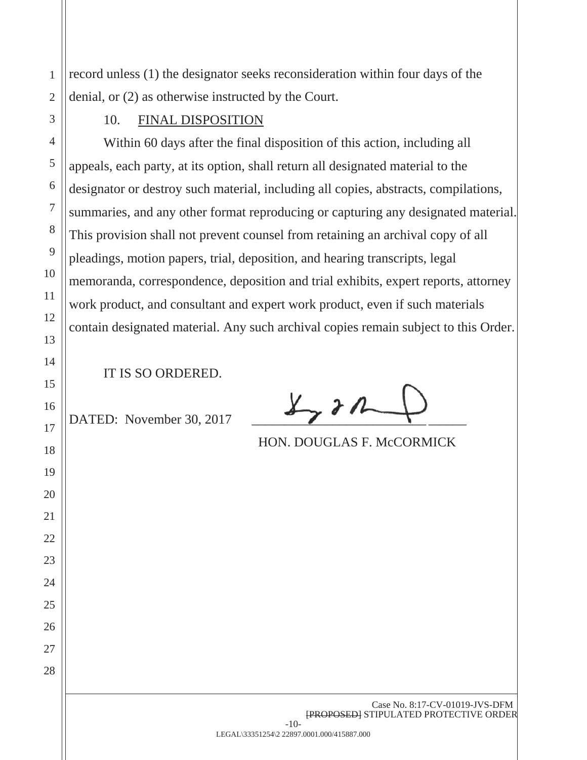record unless (1) the designator seeks reconsideration within four days of the denial, or (2) as otherwise instructed by the Court.

10. FINAL DISPOSITION

Within 60 days after the final disposition of this action, including all appeals, each party, at its option, shall return all designated material to the designator or destroy such material, including all copies, abstracts, compilations, summaries, and any other format reproducing or capturing any designated material. This provision shall not prevent counsel from retaining an archival copy of all pleadings, motion papers, trial, deposition, and hearing transcripts, legal memoranda, correspondence, deposition and trial exhibits, expert reports, attorney work product, and consultant and expert work product, even if such materials contain designated material. Any such archival copies remain subject to this Order.

IT IS SO ORDERED.

DATED: November 30, 2017

HON. DOUGLAS F. McCORMICK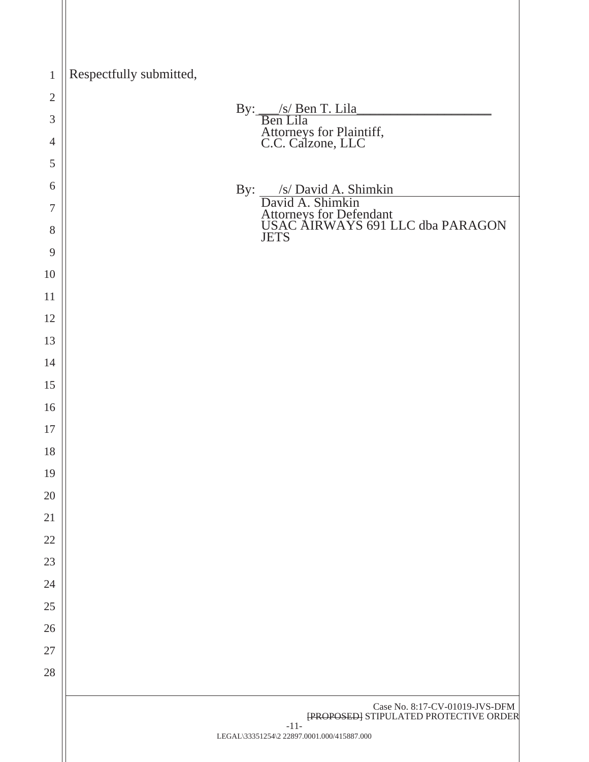Respectfully submitted,

By: /s/ Ben T. Lila
Ben Lila
Attorneys for Plaintiff,
C.C. Calzone, LLC

By: /s/ David A. Shimkin
David A. Shimkin
Attorneys for Defendant
USAC AIRWAYS 691 LLC dba PARAGON JETS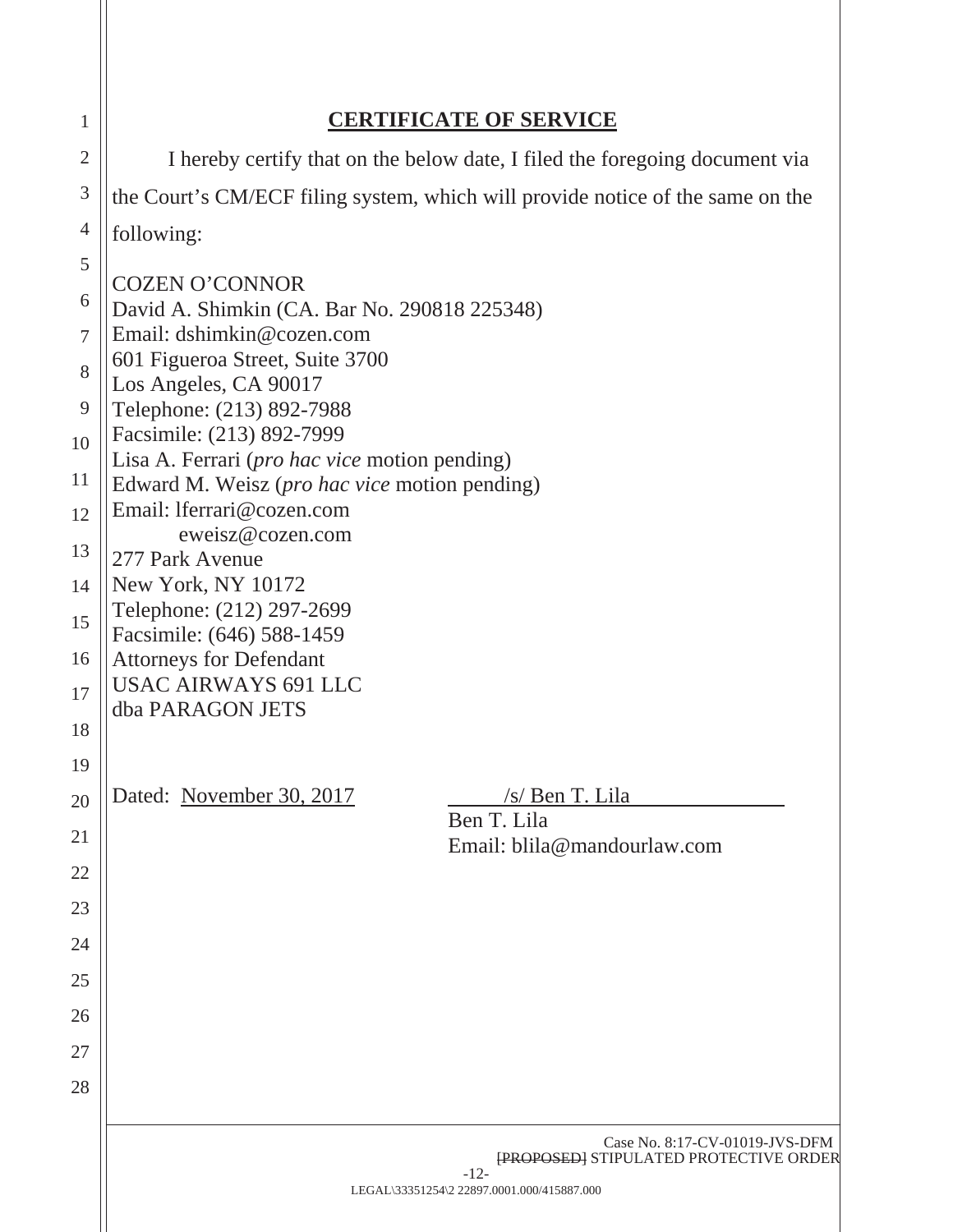**CERTIFICATE OF SERVICE**

I hereby certify that on the below date, I filed the foregoing document via the Court's CM/ECF filing system, which will provide notice of the same on the following:

COZEN O'CONNOR
David A. Shimkin (CA. Bar No. 290818 225348)
Email: dshimkin@cozen.com
601 Figueroa Street, Suite 3700
Los Angeles, CA 90017
Telephone: (213) 892-7988
Facsimile: (213) 892-7999
Lisa A. Ferrari (*pro hac vice* motion pending)
Edward M. Weisz (*pro hac vice* motion pending)
Email: lferrari@cozen.com
eweisz@cozen.com
277 Park Avenue
New York, NY 10172
Telephone: (212) 297-2699
Facsimile: (646) 588-1459
Attorneys for Defendant
USAC AIRWAYS 691 LLC
dba PARAGON JETS

Dated: November 30, 2017

/s/ Ben T. Lila
Ben T. Lila
Email: blila@mandourlaw.com